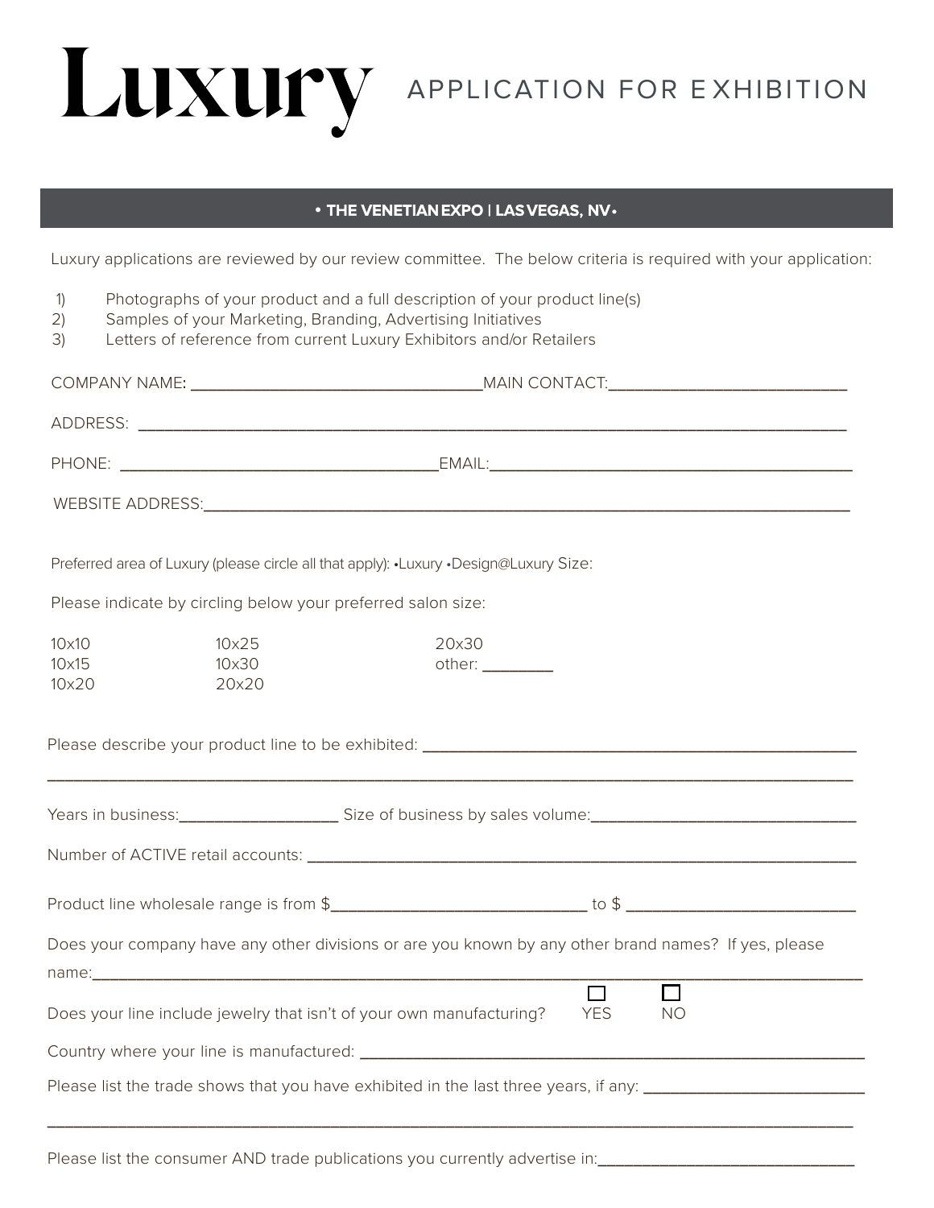# Luxury

## APPLICATION FOR EXHIBITION

**• THE VENETIAN EXPO | LAS VEGAS, NV •**

Luxury applications are reviewed by our review committee. The below criteria is required with your application:

1) Photographs of your product and a full description of your product line(s)
2) Samples of your Marketing, Branding, Advertising Initiatives
3) Letters of reference from current Luxury Exhibitors and/or Retailers

COMPANY NAME: ______________________________ MAIN CONTACT: ______________________________

ADDRESS: ______________________________________________________________________________

PHONE: ______________________________ EMAIL: ______________________________

WEBSITE ADDRESS: ______________________________________________________________________

Preferred area of Luxury (please circle all that apply): •Luxury •Design@Luxury Size:

Please indicate by circling below your preferred salon size:

| | | |
|---|---|---|
| 10x10 | 10x25 | 20x30 |
| 10x15 | 10x30 | other: ________ |
| 10x20 | 20x20 | |

Please describe your product line to be exhibited: ______________________________________________

________________________________________________________________________________________

Years in business: ________________ Size of business by sales volume: ______________________________

Number of ACTIVE retail accounts: ______________________________________________________

Product line wholesale range is from $______________________________ to $ ______________________________

Does your company have any other divisions or are you known by any other brand names? If yes, please name: ______________________________________________________________________________

Does your line include jewelry that isn't of your own manufacturing? ☐ YES ☐ NO

Country where your line is manufactured: ______________________________________________________

Please list the trade shows that you have exhibited in the last three years, if any: ______________________________

________________________________________________________________________________________

Please list the consumer AND trade publications you currently advertise in: ______________________________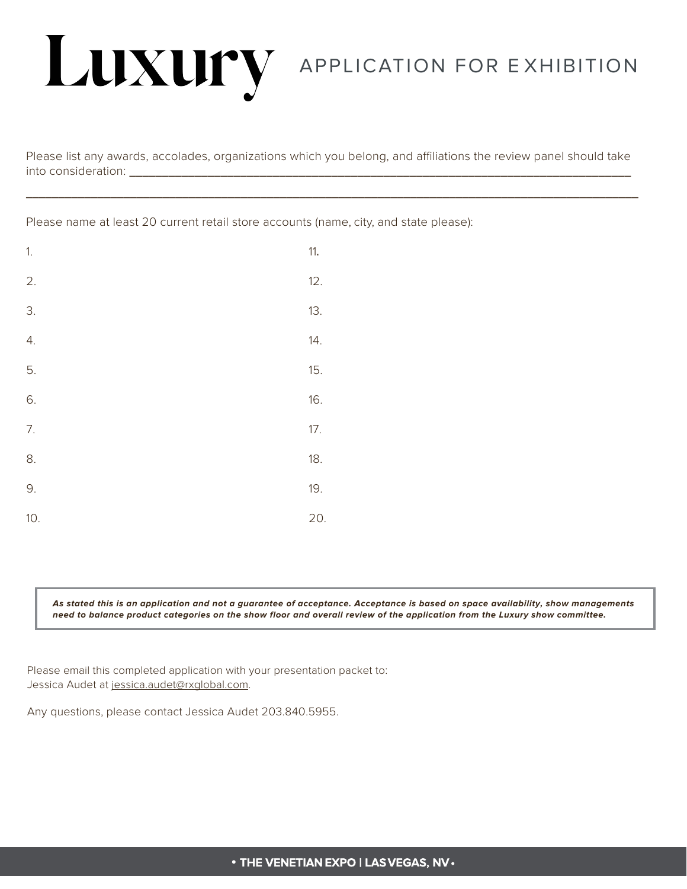# Luxury APPLICATION FOR EXHIBITION

Please list any awards, accolades, organizations which you belong, and affiliations the review panel should take into consideration: ______________________________________________________________________________

______________________________________________________________________________________________

Please name at least 20 current retail store accounts (name, city, and state please):

| | |
|---|---|
| 1. | 11. |
| 2. | 12. |
| 3. | 13. |
| 4. | 14. |
| 5. | 15. |
| 6. | 16. |
| 7. | 17. |
| 8. | 18. |
| 9. | 19. |
| 10. | 20. |

***As stated this is an application and not a guarantee of acceptance. Acceptance is based on space availability, show managements need to balance product categories on the show floor and overall review of the application from the Luxury show committee.***

Please email this completed application with your presentation packet to:
Jessica Audet at jessica.audet@rxglobal.com.

Any questions, please contact Jessica Audet 203.840.5955.

**• THE VENETIAN EXPO | LAS VEGAS, NV •**